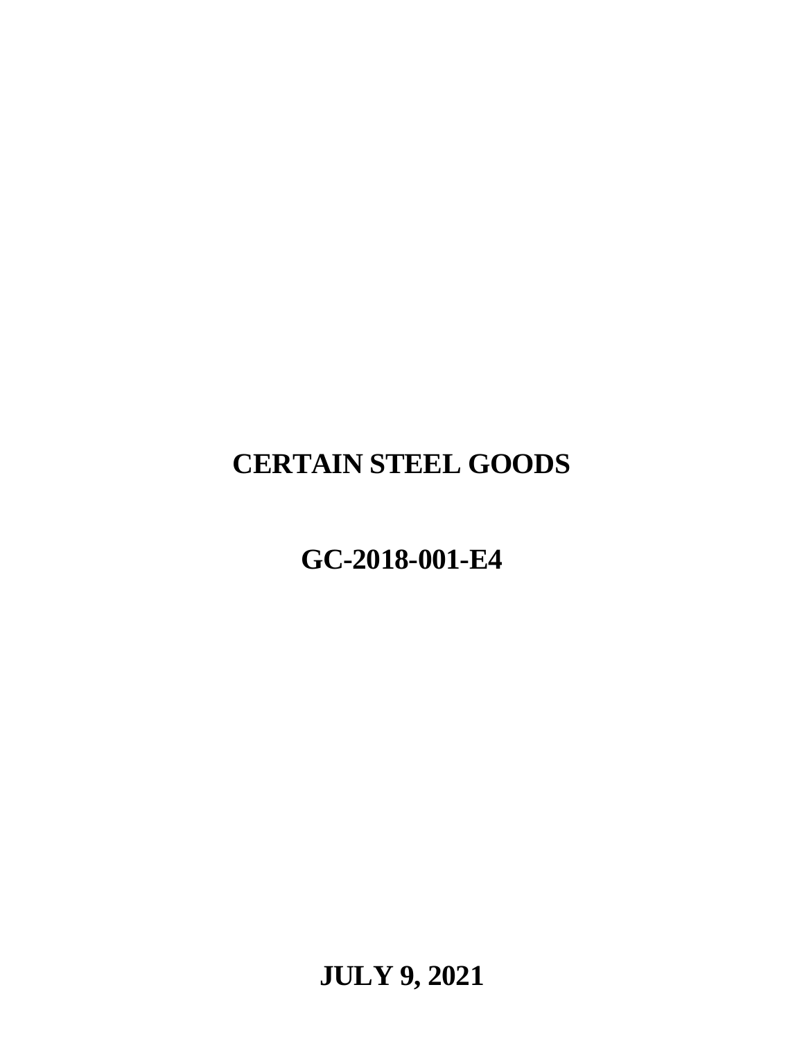# CERTAIN STEEL GOODS

## GC-2018-001-E4

**JULY 9, 2021**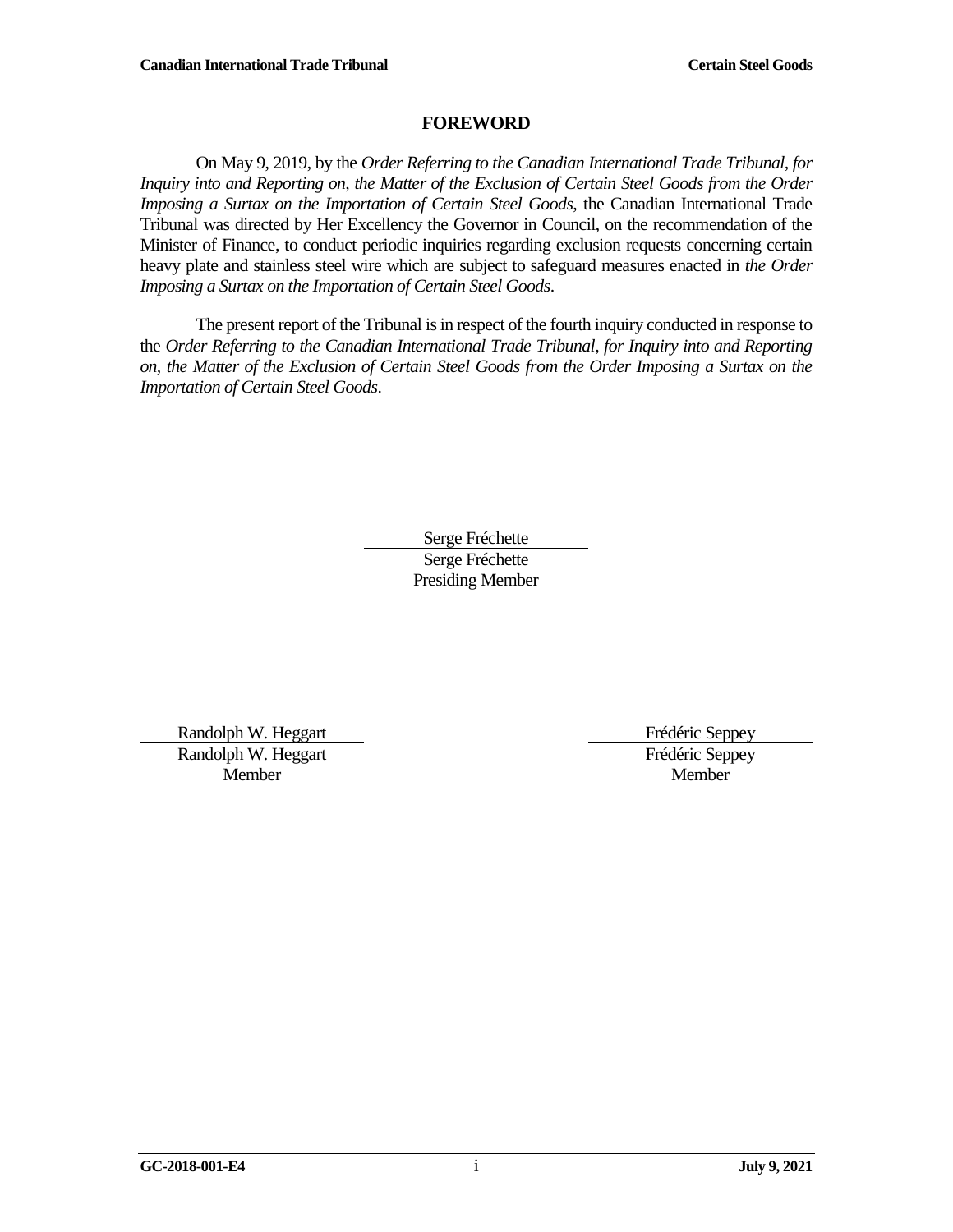## FOREWORD

On May 9, 2019, by the *Order Referring to the Canadian International Trade Tribunal, for Inquiry into and Reporting on, the Matter of the Exclusion of Certain Steel Goods from the Order Imposing a Surtax on the Importation of Certain Steel Goods*, the Canadian International Trade Tribunal was directed by Her Excellency the Governor in Council, on the recommendation of the Minister of Finance, to conduct periodic inquiries regarding exclusion requests concerning certain heavy plate and stainless steel wire which are subject to safeguard measures enacted in *the Order Imposing a Surtax on the Importation of Certain Steel Goods*.

The present report of the Tribunal is in respect of the fourth inquiry conducted in response to the *Order Referring to the Canadian International Trade Tribunal, for Inquiry into and Reporting on, the Matter of the Exclusion of Certain Steel Goods from the Order Imposing a Surtax on the Importation of Certain Steel Goods*.

Serge Fréchette
Serge Fréchette
Presiding Member

Randolph W. Heggart
Randolph W. Heggart
Member

Frédéric Seppey
Frédéric Seppey
Member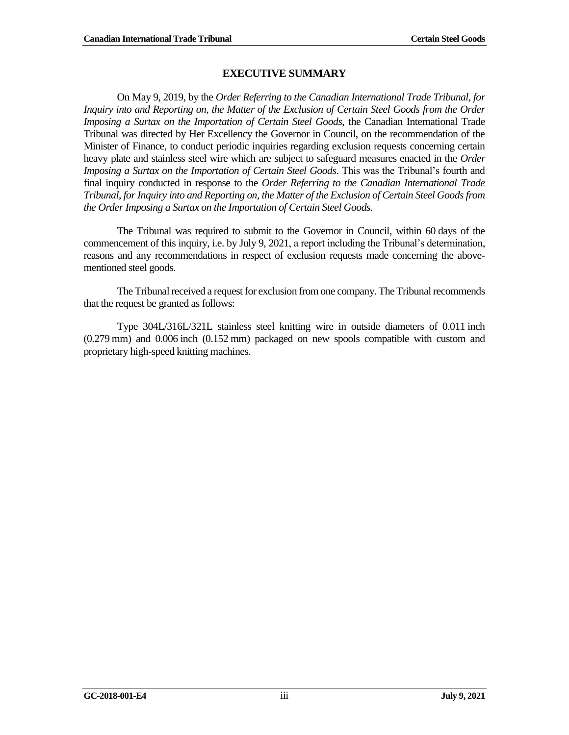## EXECUTIVE SUMMARY

On May 9, 2019, by the *Order Referring to the Canadian International Trade Tribunal, for Inquiry into and Reporting on, the Matter of the Exclusion of Certain Steel Goods from the Order Imposing a Surtax on the Importation of Certain Steel Goods*, the Canadian International Trade Tribunal was directed by Her Excellency the Governor in Council, on the recommendation of the Minister of Finance, to conduct periodic inquiries regarding exclusion requests concerning certain heavy plate and stainless steel wire which are subject to safeguard measures enacted in the *Order Imposing a Surtax on the Importation of Certain Steel Goods*. This was the Tribunal's fourth and final inquiry conducted in response to the *Order Referring to the Canadian International Trade Tribunal, for Inquiry into and Reporting on, the Matter of the Exclusion of Certain Steel Goods from the Order Imposing a Surtax on the Importation of Certain Steel Goods*.

The Tribunal was required to submit to the Governor in Council, within 60 days of the commencement of this inquiry, i.e. by July 9, 2021, a report including the Tribunal's determination, reasons and any recommendations in respect of exclusion requests made concerning the above-mentioned steel goods.

The Tribunal received a request for exclusion from one company. The Tribunal recommends that the request be granted as follows:

Type 304L/316L/321L stainless steel knitting wire in outside diameters of 0.011 inch (0.279 mm) and 0.006 inch (0.152 mm) packaged on new spools compatible with custom and proprietary high-speed knitting machines.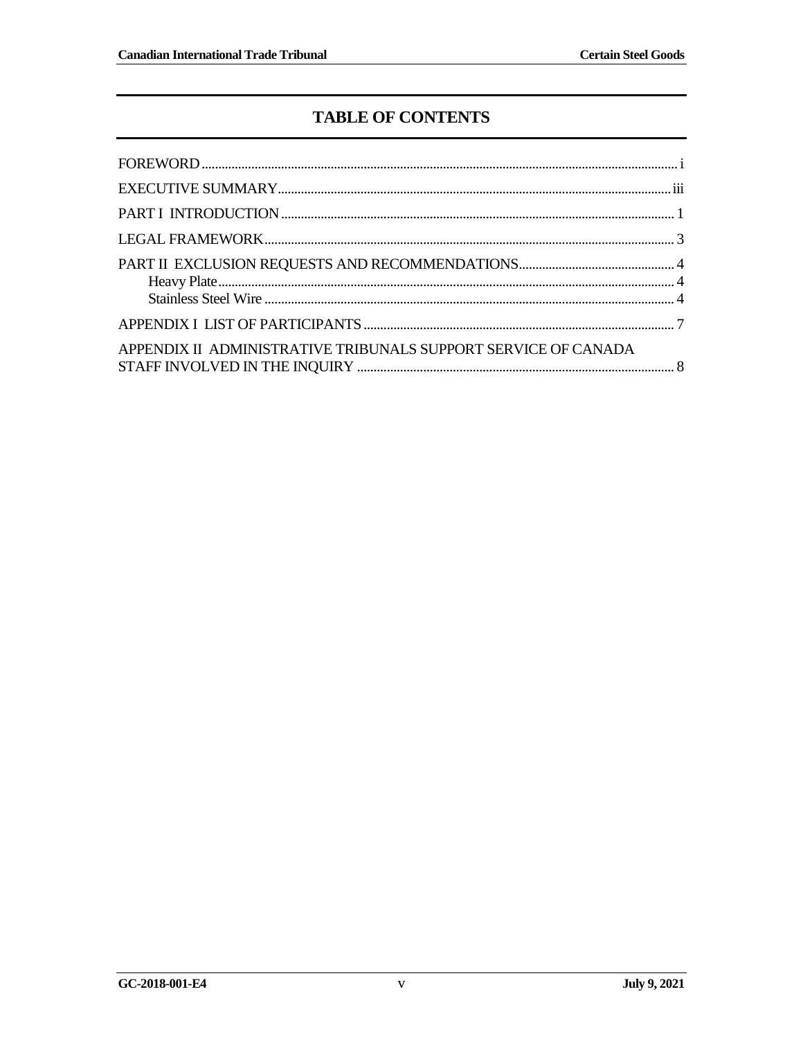# TABLE OF CONTENTS

FOREWORD ..... i

EXECUTIVE SUMMARY ..... iii

PART I INTRODUCTION ..... 1

LEGAL FRAMEWORK ..... 3

PART II EXCLUSION REQUESTS AND RECOMMENDATIONS ..... 4
- Heavy Plate ..... 4
- Stainless Steel Wire ..... 4

APPENDIX I LIST OF PARTICIPANTS ..... 7

APPENDIX II ADMINISTRATIVE TRIBUNALS SUPPORT SERVICE OF CANADA STAFF INVOLVED IN THE INQUIRY ..... 8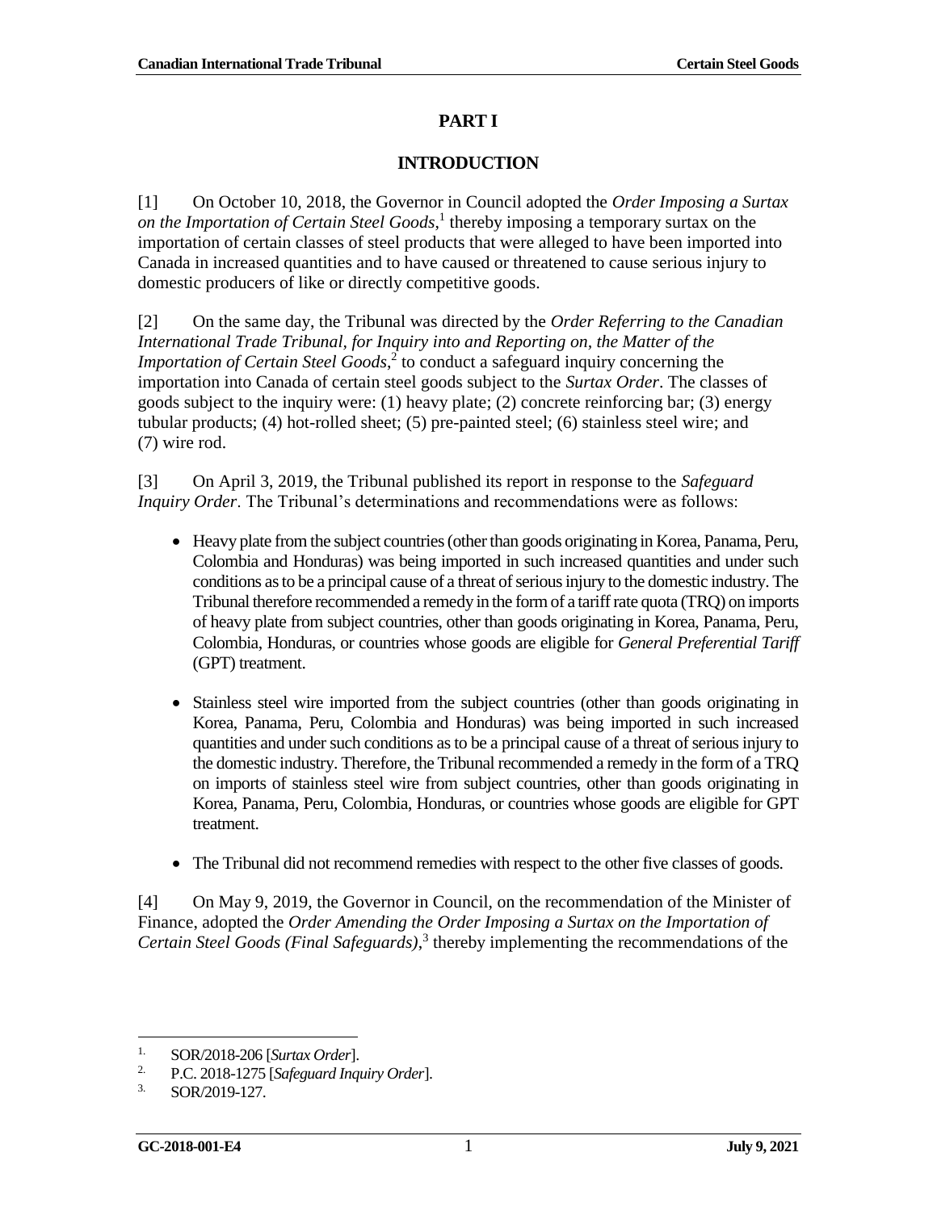# PART I

## INTRODUCTION

[1] On October 10, 2018, the Governor in Council adopted the *Order Imposing a Surtax on the Importation of Certain Steel Goods*,[1] thereby imposing a temporary surtax on the importation of certain classes of steel products that were alleged to have been imported into Canada in increased quantities and to have caused or threatened to cause serious injury to domestic producers of like or directly competitive goods.

[2] On the same day, the Tribunal was directed by the *Order Referring to the Canadian International Trade Tribunal, for Inquiry into and Reporting on, the Matter of the Importation of Certain Steel Goods*,[2] to conduct a safeguard inquiry concerning the importation into Canada of certain steel goods subject to the *Surtax Order*. The classes of goods subject to the inquiry were: (1) heavy plate; (2) concrete reinforcing bar; (3) energy tubular products; (4) hot-rolled sheet; (5) pre-painted steel; (6) stainless steel wire; and (7) wire rod.

[3] On April 3, 2019, the Tribunal published its report in response to the *Safeguard Inquiry Order*. The Tribunal's determinations and recommendations were as follows:

- Heavy plate from the subject countries (other than goods originating in Korea, Panama, Peru, Colombia and Honduras) was being imported in such increased quantities and under such conditions as to be a principal cause of a threat of serious injury to the domestic industry. The Tribunal therefore recommended a remedy in the form of a tariff rate quota (TRQ) on imports of heavy plate from subject countries, other than goods originating in Korea, Panama, Peru, Colombia, Honduras, or countries whose goods are eligible for *General Preferential Tariff* (GPT) treatment.
- Stainless steel wire imported from the subject countries (other than goods originating in Korea, Panama, Peru, Colombia and Honduras) was being imported in such increased quantities and under such conditions as to be a principal cause of a threat of serious injury to the domestic industry. Therefore, the Tribunal recommended a remedy in the form of a TRQ on imports of stainless steel wire from subject countries, other than goods originating in Korea, Panama, Peru, Colombia, Honduras, or countries whose goods are eligible for GPT treatment.
- The Tribunal did not recommend remedies with respect to the other five classes of goods.

[4] On May 9, 2019, the Governor in Council, on the recommendation of the Minister of Finance, adopted the *Order Amending the Order Imposing a Surtax on the Importation of Certain Steel Goods (Final Safeguards)*,[3] thereby implementing the recommendations of the

---

1. SOR/2018-206 [*Surtax Order*].
2. P.C. 2018-1275 [*Safeguard Inquiry Order*].
3. SOR/2019-127.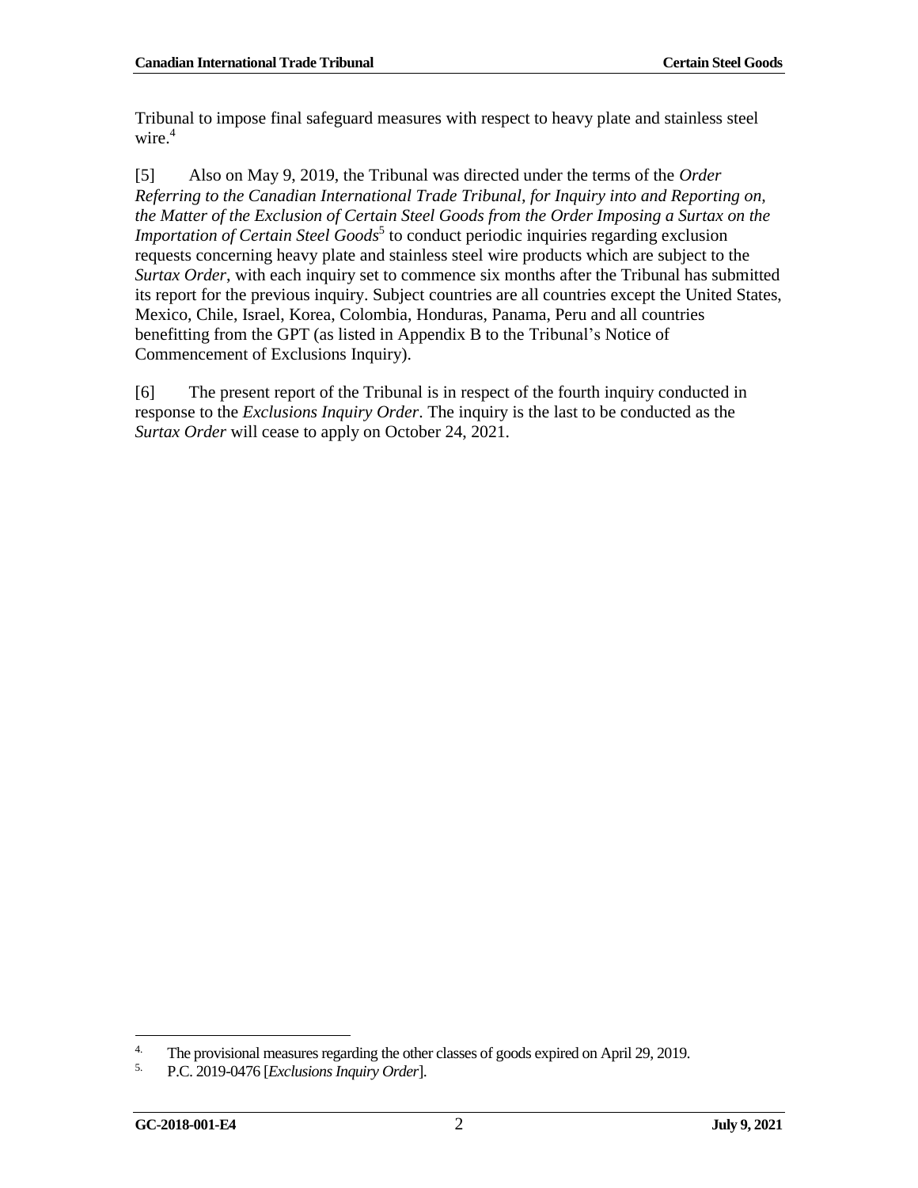Tribunal to impose final safeguard measures with respect to heavy plate and stainless steel wire.[4]

[5] Also on May 9, 2019, the Tribunal was directed under the terms of the *Order Referring to the Canadian International Trade Tribunal, for Inquiry into and Reporting on, the Matter of the Exclusion of Certain Steel Goods from the Order Imposing a Surtax on the Importation of Certain Steel Goods*[5] to conduct periodic inquiries regarding exclusion requests concerning heavy plate and stainless steel wire products which are subject to the *Surtax Order*, with each inquiry set to commence six months after the Tribunal has submitted its report for the previous inquiry. Subject countries are all countries except the United States, Mexico, Chile, Israel, Korea, Colombia, Honduras, Panama, Peru and all countries benefitting from the GPT (as listed in Appendix B to the Tribunal's Notice of Commencement of Exclusions Inquiry).

[6] The present report of the Tribunal is in respect of the fourth inquiry conducted in response to the *Exclusions Inquiry Order*. The inquiry is the last to be conducted as the *Surtax Order* will cease to apply on October 24, 2021.

---

4. The provisional measures regarding the other classes of goods expired on April 29, 2019.
5. P.C. 2019-0476 [*Exclusions Inquiry Order*].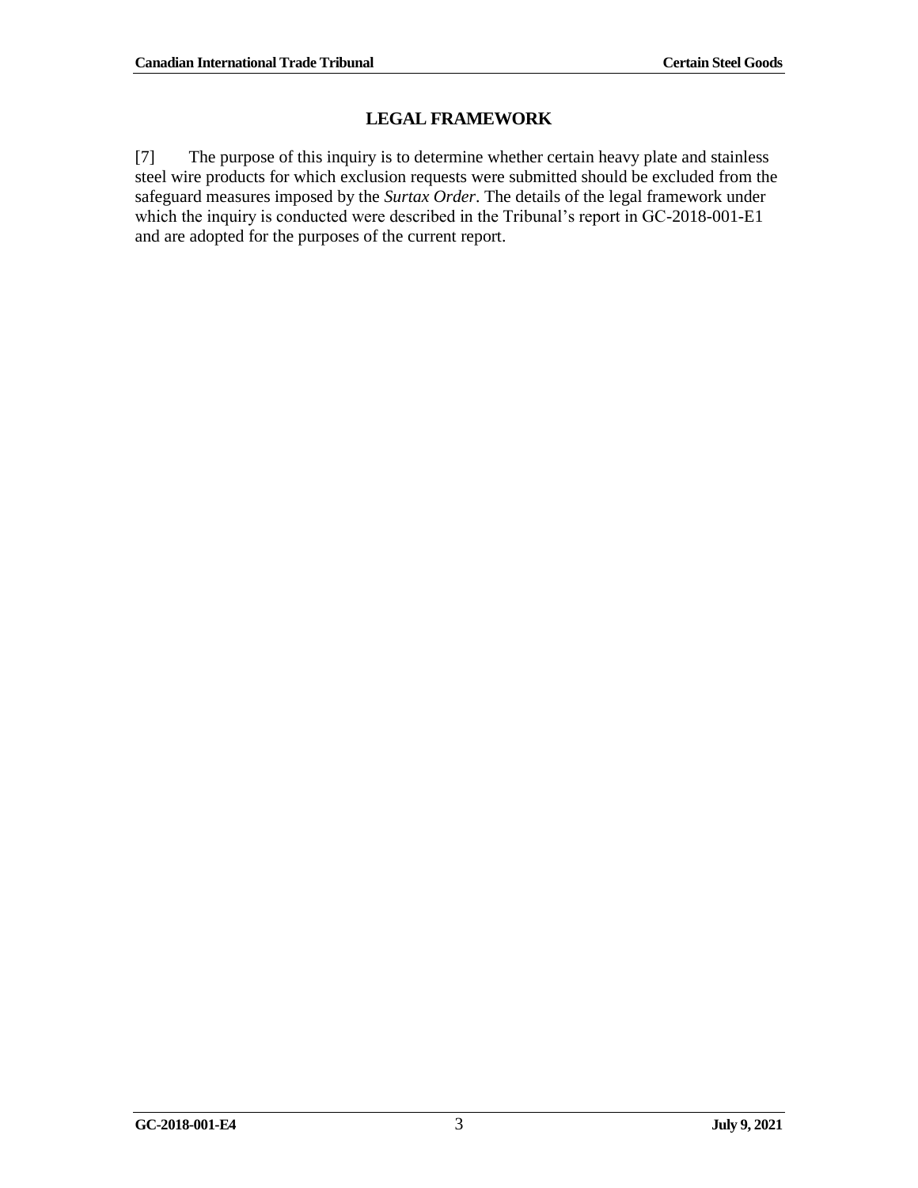## LEGAL FRAMEWORK

[7] The purpose of this inquiry is to determine whether certain heavy plate and stainless steel wire products for which exclusion requests were submitted should be excluded from the safeguard measures imposed by the *Surtax Order*. The details of the legal framework under which the inquiry is conducted were described in the Tribunal's report in GC-2018-001-E1 and are adopted for the purposes of the current report.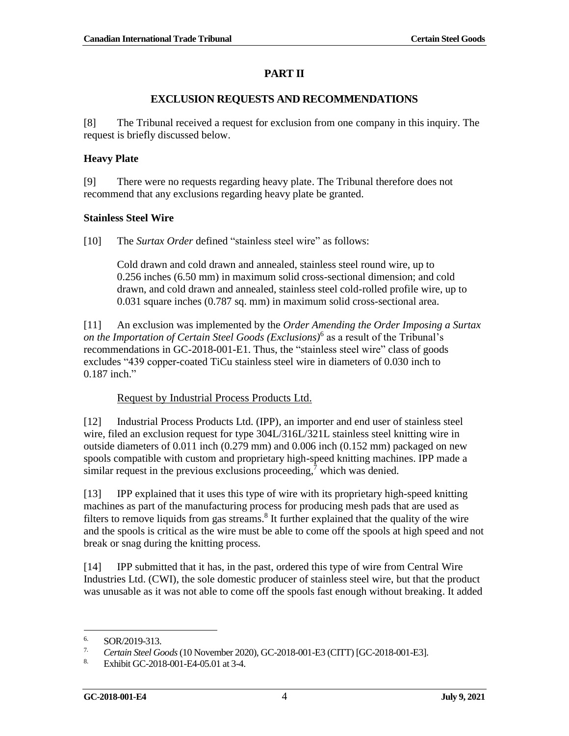## PART II

## EXCLUSION REQUESTS AND RECOMMENDATIONS

[8] The Tribunal received a request for exclusion from one company in this inquiry. The request is briefly discussed below.

### Heavy Plate

[9] There were no requests regarding heavy plate. The Tribunal therefore does not recommend that any exclusions regarding heavy plate be granted.

### Stainless Steel Wire

[10] The *Surtax Order* defined "stainless steel wire" as follows:

> Cold drawn and cold drawn and annealed, stainless steel round wire, up to 0.256 inches (6.50 mm) in maximum solid cross-sectional dimension; and cold drawn, and cold drawn and annealed, stainless steel cold-rolled profile wire, up to 0.031 square inches (0.787 sq. mm) in maximum solid cross-sectional area.

[11] An exclusion was implemented by the *Order Amending the Order Imposing a Surtax on the Importation of Certain Steel Goods (Exclusions)*[6] as a result of the Tribunal's recommendations in GC-2018-001-E1. Thus, the "stainless steel wire" class of goods excludes "439 copper-coated TiCu stainless steel wire in diameters of 0.030 inch to 0.187 inch."

Request by Industrial Process Products Ltd.

[12] Industrial Process Products Ltd. (IPP), an importer and end user of stainless steel wire, filed an exclusion request for type 304L/316L/321L stainless steel knitting wire in outside diameters of 0.011 inch (0.279 mm) and 0.006 inch (0.152 mm) packaged on new spools compatible with custom and proprietary high-speed knitting machines. IPP made a similar request in the previous exclusions proceeding,[7] which was denied.

[13] IPP explained that it uses this type of wire with its proprietary high-speed knitting machines as part of the manufacturing process for producing mesh pads that are used as filters to remove liquids from gas streams.[8] It further explained that the quality of the wire and the spools is critical as the wire must be able to come off the spools at high speed and not break or snag during the knitting process.

[14] IPP submitted that it has, in the past, ordered this type of wire from Central Wire Industries Ltd. (CWI), the sole domestic producer of stainless steel wire, but that the product was unusable as it was not able to come off the spools fast enough without breaking. It added

---

6. SOR/2019-313.
7. *Certain Steel Goods* (10 November 2020), GC-2018-001-E3 (CITT) [GC-2018-001-E3].
8. Exhibit GC-2018-001-E4-05.01 at 3-4.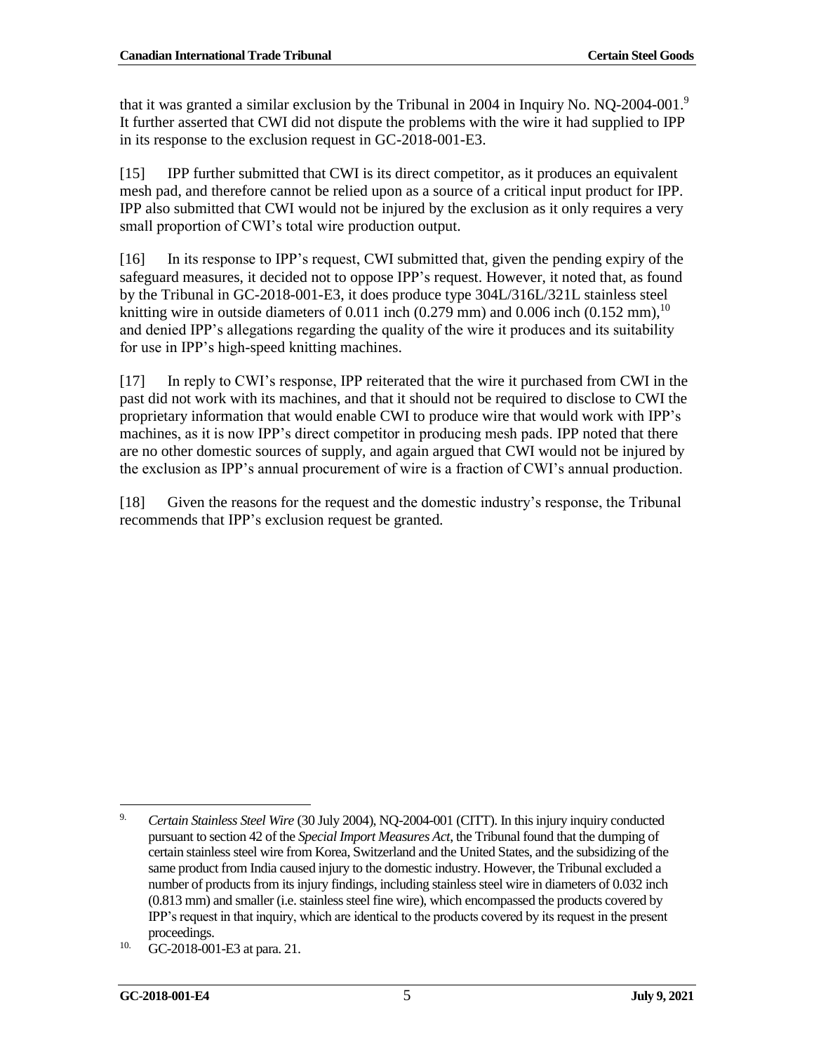that it was granted a similar exclusion by the Tribunal in 2004 in Inquiry No. NQ-2004-001.[9] It further asserted that CWI did not dispute the problems with the wire it had supplied to IPP in its response to the exclusion request in GC-2018-001-E3.

[15] IPP further submitted that CWI is its direct competitor, as it produces an equivalent mesh pad, and therefore cannot be relied upon as a source of a critical input product for IPP. IPP also submitted that CWI would not be injured by the exclusion as it only requires a very small proportion of CWI's total wire production output.

[16] In its response to IPP's request, CWI submitted that, given the pending expiry of the safeguard measures, it decided not to oppose IPP's request. However, it noted that, as found by the Tribunal in GC-2018-001-E3, it does produce type 304L/316L/321L stainless steel knitting wire in outside diameters of 0.011 inch (0.279 mm) and 0.006 inch (0.152 mm),[10] and denied IPP's allegations regarding the quality of the wire it produces and its suitability for use in IPP's high-speed knitting machines.

[17] In reply to CWI's response, IPP reiterated that the wire it purchased from CWI in the past did not work with its machines, and that it should not be required to disclose to CWI the proprietary information that would enable CWI to produce wire that would work with IPP's machines, as it is now IPP's direct competitor in producing mesh pads. IPP noted that there are no other domestic sources of supply, and again argued that CWI would not be injured by the exclusion as IPP's annual procurement of wire is a fraction of CWI's annual production.

[18] Given the reasons for the request and the domestic industry's response, the Tribunal recommends that IPP's exclusion request be granted.

---

9. *Certain Stainless Steel Wire* (30 July 2004), NQ-2004-001 (CITT). In this injury inquiry conducted pursuant to section 42 of the *Special Import Measures Act*, the Tribunal found that the dumping of certain stainless steel wire from Korea, Switzerland and the United States, and the subsidizing of the same product from India caused injury to the domestic industry. However, the Tribunal excluded a number of products from its injury findings, including stainless steel wire in diameters of 0.032 inch (0.813 mm) and smaller (i.e. stainless steel fine wire), which encompassed the products covered by IPP's request in that inquiry, which are identical to the products covered by its request in the present proceedings.

10. GC-2018-001-E3 at para. 21.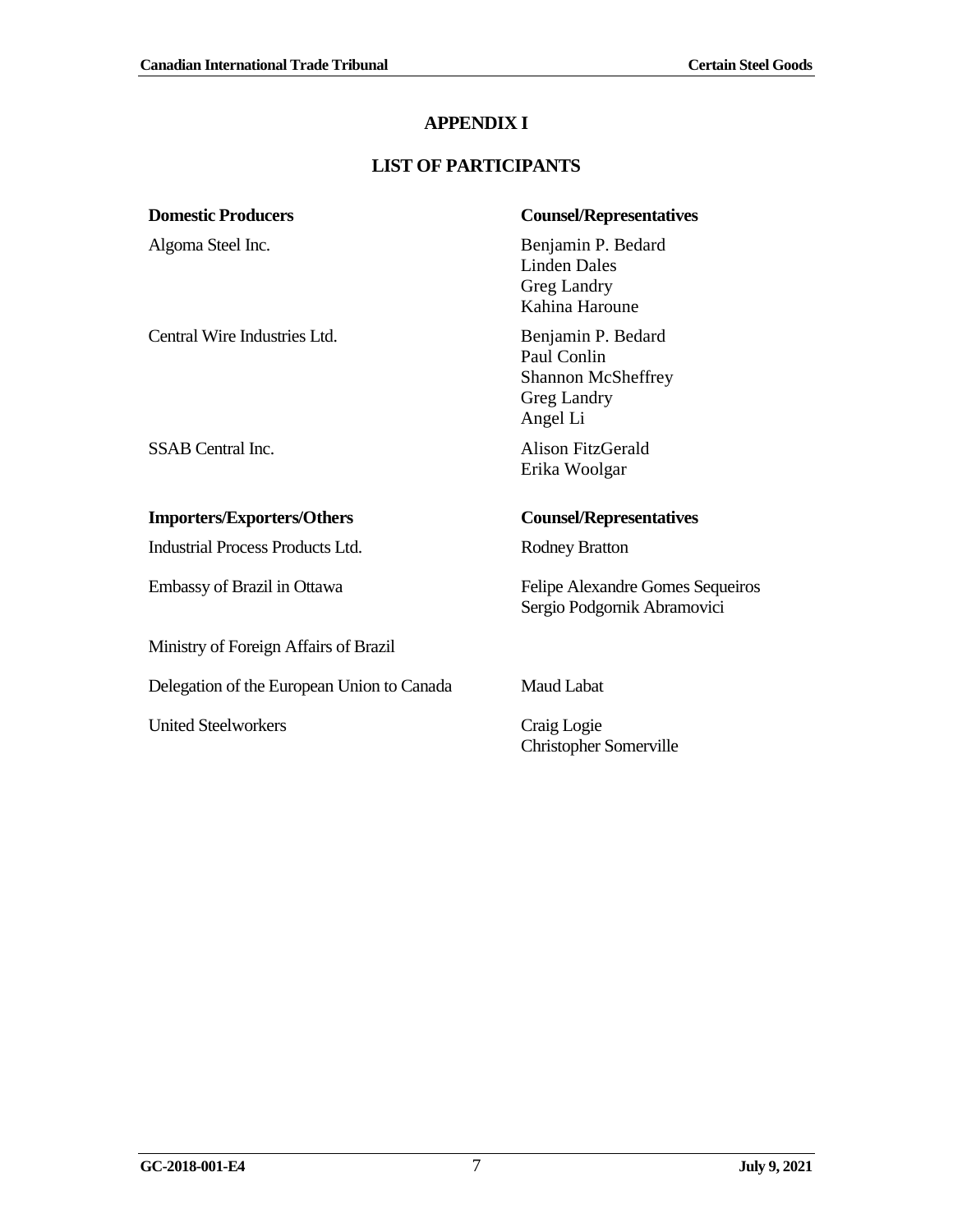## APPENDIX I

## LIST OF PARTICIPANTS

| **Domestic Producers** | **Counsel/Representatives** |
|---|---|
| Algoma Steel Inc. | Benjamin P. Bedard<br>Linden Dales<br>Greg Landry<br>Kahina Haroune |
| Central Wire Industries Ltd. | Benjamin P. Bedard<br>Paul Conlin<br>Shannon McSheffrey<br>Greg Landry<br>Angel Li |
| SSAB Central Inc. | Alison FitzGerald<br>Erika Woolgar |

| **Importers/Exporters/Others** | **Counsel/Representatives** |
|---|---|
| Industrial Process Products Ltd. | Rodney Bratton |
| Embassy of Brazil in Ottawa | Felipe Alexandre Gomes Sequeiros<br>Sergio Podgornik Abramovici |
| Ministry of Foreign Affairs of Brazil | |
| Delegation of the European Union to Canada | Maud Labat |
| United Steelworkers | Craig Logie<br>Christopher Somerville |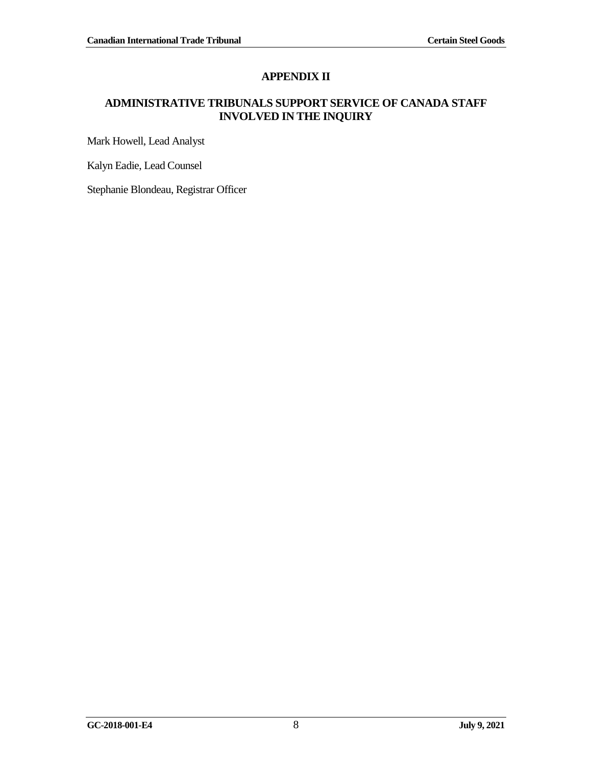# APPENDIX II

## ADMINISTRATIVE TRIBUNALS SUPPORT SERVICE OF CANADA STAFF INVOLVED IN THE INQUIRY

Mark Howell, Lead Analyst

Kalyn Eadie, Lead Counsel

Stephanie Blondeau, Registrar Officer